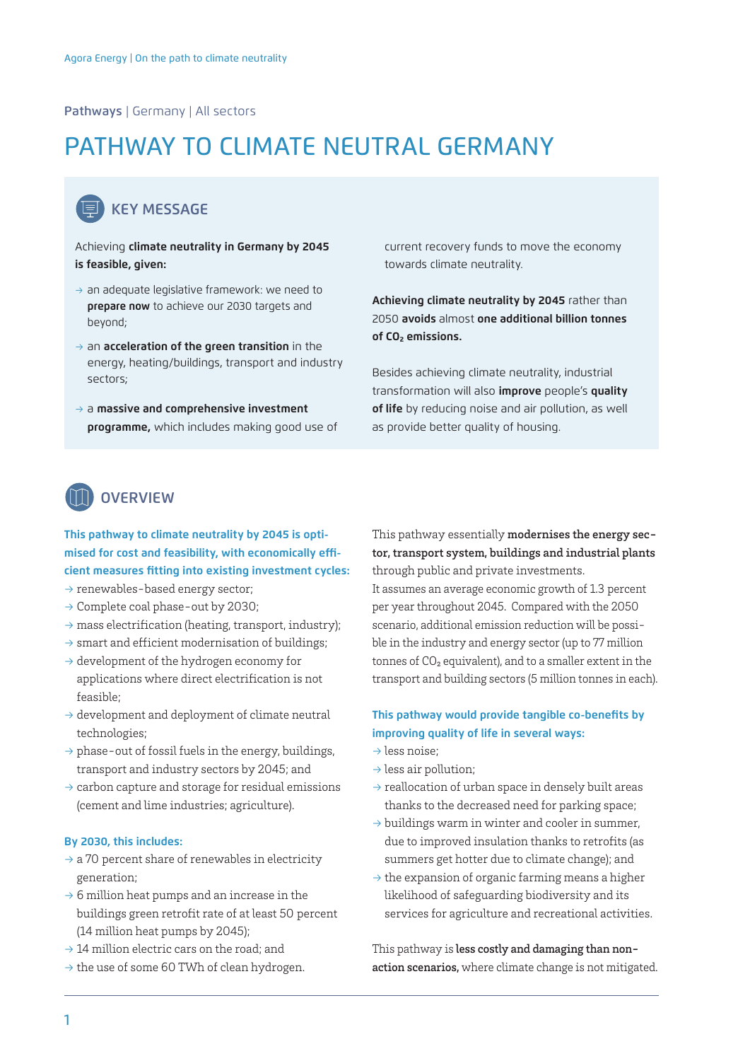Pathways | Germany | All sectors

# PATHWAY TO CLIMATE NEUTRAL GERMANY

## KEY MESSAGE

Achieving **climate neutrality in Germany by 2045 is feasible, given:**

- an adequate legislative framework: we need to **prepare now** to achieve our 2030 targets and beyond;
- an **acceleration of the green transition** in the energy, heating/buildings, transport and industry sectors;
- a **massive and comprehensive investment programme,** which includes making good use of current recovery funds to move the economy towards climate neutrality.

**Achieving climate neutrality by 2045** rather than 2050 **avoids** almost **one additional billion tonnes of $CO_2$ emissions.**

Besides achieving climate neutrality, industrial transformation will also **improve** people's **quality of life** by reducing noise and air pollution, as well as provide better quality of housing.

## OVERVIEW

**This pathway to climate neutrality by 2045 is optimised for cost and feasibility, with economically efficient measures fitting into existing investment cycles:**

- renewables-based energy sector;
- Complete coal phase-out by 2030;
- mass electrification (heating, transport, industry);
- smart and efficient modernisation of buildings;
- development of the hydrogen economy for applications where direct electrification is not feasible;
- development and deployment of climate neutral technologies;
- phase-out of fossil fuels in the energy, buildings, transport and industry sectors by 2045; and
- carbon capture and storage for residual emissions (cement and lime industries; agriculture).

**By 2030, this includes:**

- a 70 percent share of renewables in electricity generation;
- 6 million heat pumps and an increase in the buildings green retrofit rate of at least 50 percent (14 million heat pumps by 2045);
- 14 million electric cars on the road; and
- the use of some 60 TWh of clean hydrogen.

This pathway essentially **modernises the energy sector, transport system, buildings and industrial plants** through public and private investments.
It assumes an average economic growth of 1.3 percent per year throughout 2045. Compared with the 2050 scenario, additional emission reduction will be possible in the industry and energy sector (up to 77 million tonnes of $CO_2$ equivalent), and to a smaller extent in the transport and building sectors (5 million tonnes in each).

**This pathway would provide tangible co-benefits by improving quality of life in several ways:**

- less noise;
- less air pollution;
- reallocation of urban space in densely built areas thanks to the decreased need for parking space;
- buildings warm in winter and cooler in summer, due to improved insulation thanks to retrofits (as summers get hotter due to climate change); and
- the expansion of organic farming means a higher likelihood of safeguarding biodiversity and its services for agriculture and recreational activities.

This pathway is **less costly and damaging than non-action scenarios,** where climate change is not mitigated.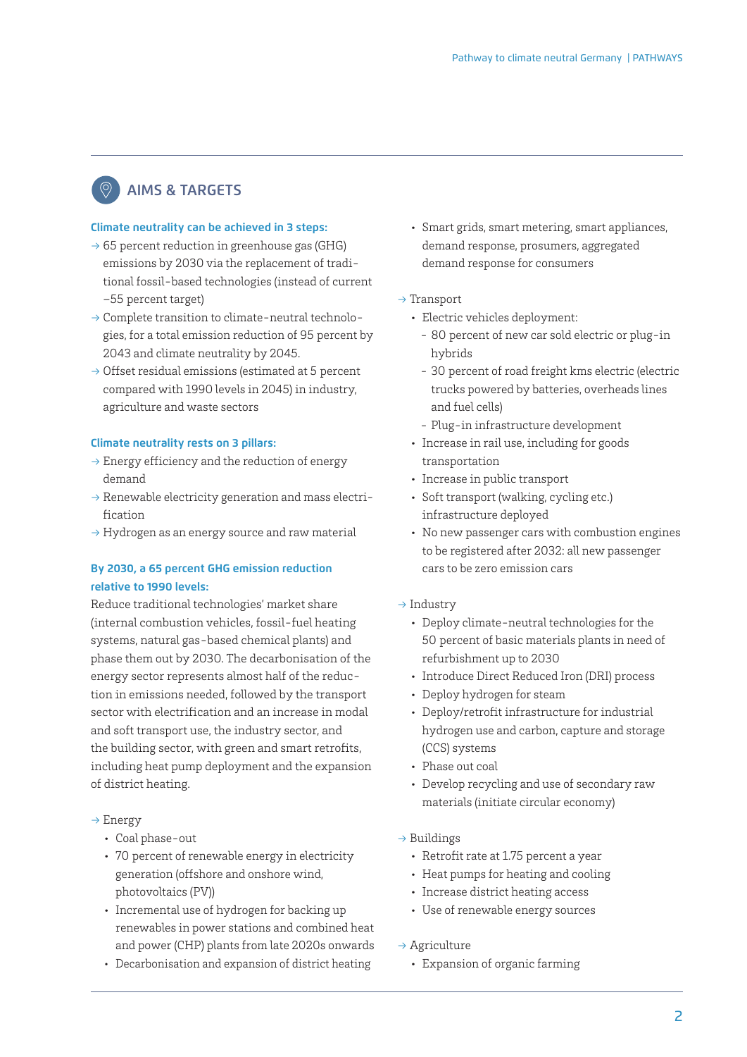## AIMS & TARGETS

**Climate neutrality can be achieved in 3 steps:**

→ 65 percent reduction in greenhouse gas (GHG) emissions by 2030 via the replacement of traditional fossil-based technologies (instead of current –55 percent target)

→ Complete transition to climate-neutral technologies, for a total emission reduction of 95 percent by 2043 and climate neutrality by 2045.

→ Offset residual emissions (estimated at 5 percent compared with 1990 levels in 2045) in industry, agriculture and waste sectors

**Climate neutrality rests on 3 pillars:**

→ Energy efficiency and the reduction of energy demand

→ Renewable electricity generation and mass electrification

→ Hydrogen as an energy source and raw material

**By 2030, a 65 percent GHG emission reduction relative to 1990 levels:**

Reduce traditional technologies' market share (internal combustion vehicles, fossil-fuel heating systems, natural gas-based chemical plants) and phase them out by 2030. The decarbonisation of the energy sector represents almost half of the reduction in emissions needed, followed by the transport sector with electrification and an increase in modal and soft transport use, the industry sector, and the building sector, with green and smart retrofits, including heat pump deployment and the expansion of district heating.

→ Energy
- Coal phase-out
- 70 percent of renewable energy in electricity generation (offshore and onshore wind, photovoltaics (PV))
- Incremental use of hydrogen for backing up renewables in power stations and combined heat and power (CHP) plants from late 2020s onwards
- Decarbonisation and expansion of district heating
- Smart grids, smart metering, smart appliances, demand response, prosumers, aggregated demand response for consumers

→ Transport
- Electric vehicles deployment:
  - 80 percent of new car sold electric or plug-in hybrids
  - 30 percent of road freight kms electric (electric trucks powered by batteries, overheads lines and fuel cells)
  - Plug-in infrastructure development
- Increase in rail use, including for goods transportation
- Increase in public transport
- Soft transport (walking, cycling etc.) infrastructure deployed
- No new passenger cars with combustion engines to be registered after 2032: all new passenger cars to be zero emission cars

→ Industry
- Deploy climate-neutral technologies for the 50 percent of basic materials plants in need of refurbishment up to 2030
- Introduce Direct Reduced Iron (DRI) process
- Deploy hydrogen for steam
- Deploy/retrofit infrastructure for industrial hydrogen use and carbon, capture and storage (CCS) systems
- Phase out coal
- Develop recycling and use of secondary raw materials (initiate circular economy)

→ Buildings
- Retrofit rate at 1.75 percent a year
- Heat pumps for heating and cooling
- Increase district heating access
- Use of renewable energy sources

→ Agriculture
- Expansion of organic farming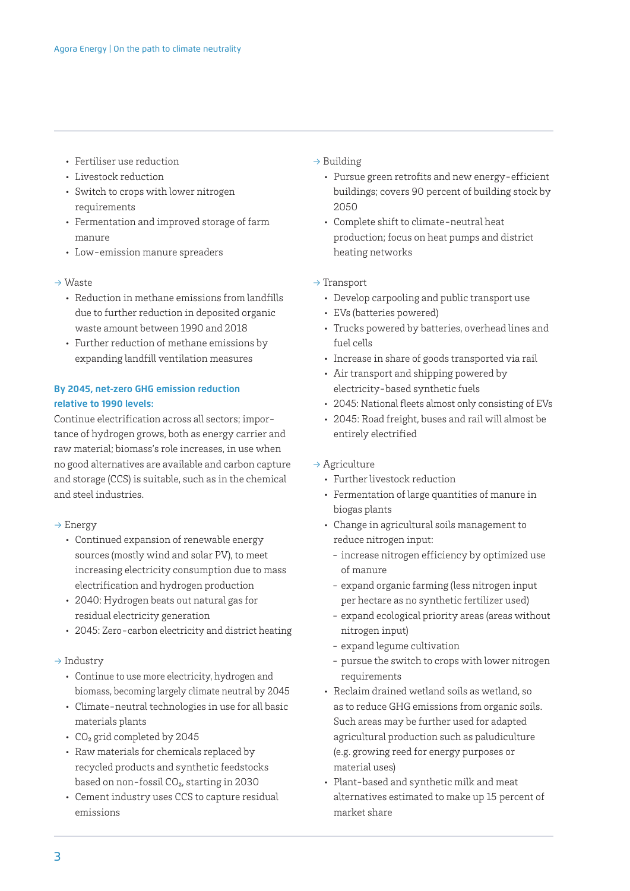- Fertiliser use reduction
- Livestock reduction
- Switch to crops with lower nitrogen requirements
- Fermentation and improved storage of farm manure
- Low-emission manure spreaders

→ Waste

- Reduction in methane emissions from landfills due to further reduction in deposited organic waste amount between 1990 and 2018
- Further reduction of methane emissions by expanding landfill ventilation measures

**By 2045, net-zero GHG emission reduction relative to 1990 levels:**

Continue electrification across all sectors; importance of hydrogen grows, both as energy carrier and raw material; biomass's role increases, in use when no good alternatives are available and carbon capture and storage (CCS) is suitable, such as in the chemical and steel industries.

→ Energy

- Continued expansion of renewable energy sources (mostly wind and solar PV), to meet increasing electricity consumption due to mass electrification and hydrogen production
- 2040: Hydrogen beats out natural gas for residual electricity generation
- 2045: Zero-carbon electricity and district heating

→ Industry

- Continue to use more electricity, hydrogen and biomass, becoming largely climate neutral by 2045
- Climate-neutral technologies in use for all basic materials plants
- $CO_2$ grid completed by 2045
- Raw materials for chemicals replaced by recycled products and synthetic feedstocks based on non-fossil $CO_2$, starting in 2030
- Cement industry uses CCS to capture residual emissions

→ Building

- Pursue green retrofits and new energy-efficient buildings; covers 90 percent of building stock by 2050
- Complete shift to climate-neutral heat production; focus on heat pumps and district heating networks

→ Transport

- Develop carpooling and public transport use
- EVs (batteries powered)
- Trucks powered by batteries, overhead lines and fuel cells
- Increase in share of goods transported via rail
- Air transport and shipping powered by electricity-based synthetic fuels
- 2045: National fleets almost only consisting of EVs
- 2045: Road freight, buses and rail will almost be entirely electrified

→ Agriculture

- Further livestock reduction
- Fermentation of large quantities of manure in biogas plants
- Change in agricultural soils management to reduce nitrogen input:
  - increase nitrogen efficiency by optimized use of manure
  - expand organic farming (less nitrogen input per hectare as no synthetic fertilizer used)
  - expand ecological priority areas (areas without nitrogen input)
  - expand legume cultivation
  - pursue the switch to crops with lower nitrogen requirements
- Reclaim drained wetland soils as wetland, so as to reduce GHG emissions from organic soils. Such areas may be further used for adapted agricultural production such as paludiculture (e.g. growing reed for energy purposes or material uses)
- Plant-based and synthetic milk and meat alternatives estimated to make up 15 percent of market share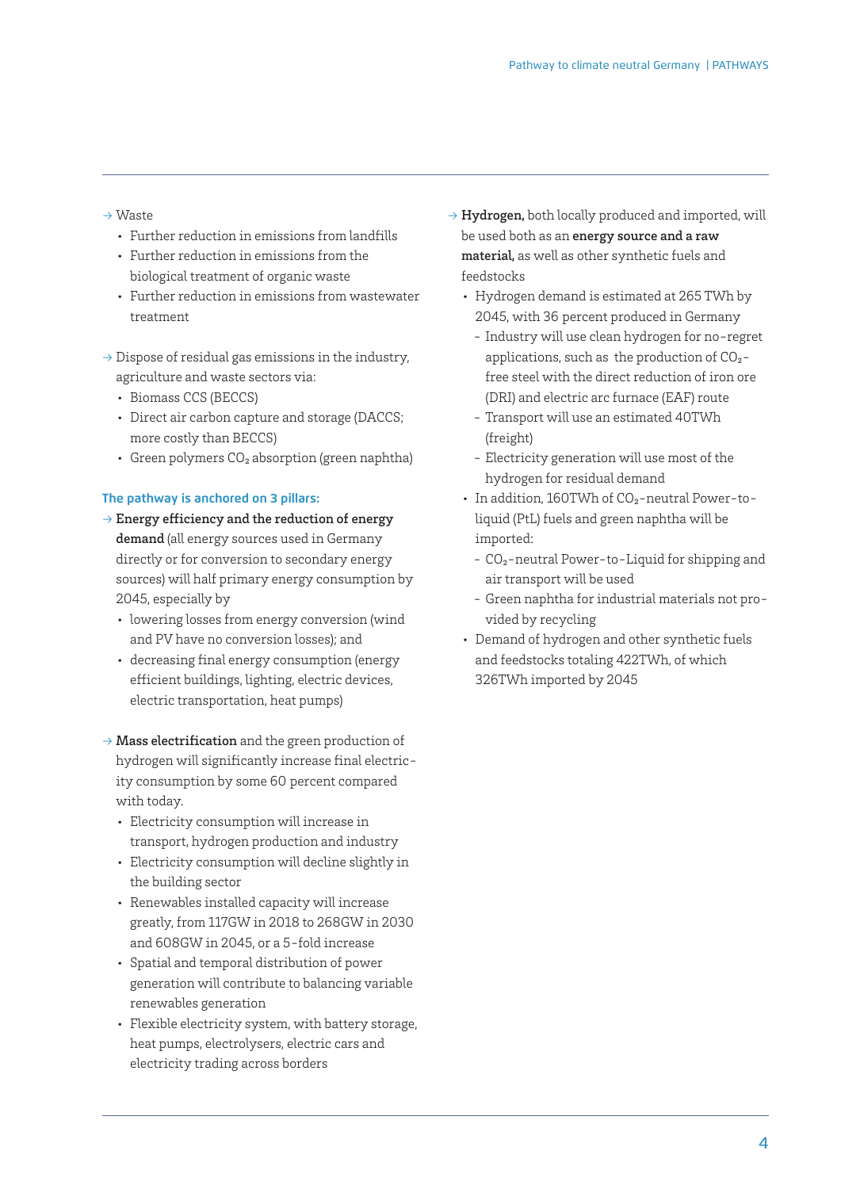→ Waste

- Further reduction in emissions from landfills
- Further reduction in emissions from the biological treatment of organic waste
- Further reduction in emissions from wastewater treatment

→ Dispose of residual gas emissions in the industry, agriculture and waste sectors via:

- Biomass CCS (BECCS)
- Direct air carbon capture and storage (DACCS; more costly than BECCS)
- Green polymers $CO_2$ absorption (green naphtha)

**The pathway is anchored on 3 pillars:**

→ **Energy efficiency and the reduction of energy demand** (all energy sources used in Germany directly or for conversion to secondary energy sources) will half primary energy consumption by 2045, especially by

- lowering losses from energy conversion (wind and PV have no conversion losses); and
- decreasing final energy consumption (energy efficient buildings, lighting, electric devices, electric transportation, heat pumps)

→ **Mass electrification** and the green production of hydrogen will significantly increase final electricity consumption by some 60 percent compared with today.

- Electricity consumption will increase in transport, hydrogen production and industry
- Electricity consumption will decline slightly in the building sector
- Renewables installed capacity will increase greatly, from 117GW in 2018 to 268GW in 2030 and 608GW in 2045, or a 5-fold increase
- Spatial and temporal distribution of power generation will contribute to balancing variable renewables generation
- Flexible electricity system, with battery storage, heat pumps, electrolysers, electric cars and electricity trading across borders

→ **Hydrogen,** both locally produced and imported, will be used both as an **energy source and a raw material,** as well as other synthetic fuels and feedstocks

- Hydrogen demand is estimated at 265 TWh by 2045, with 36 percent produced in Germany
  - Industry will use clean hydrogen for no-regret applications, such as the production of $CO_2$-free steel with the direct reduction of iron ore (DRI) and electric arc furnace (EAF) route
  - Transport will use an estimated 40TWh (freight)
  - Electricity generation will use most of the hydrogen for residual demand
- In addition, 160TWh of $CO_2$-neutral Power-to-liquid (PtL) fuels and green naphtha will be imported:
  - $CO_2$-neutral Power-to-Liquid for shipping and air transport will be used
  - Green naphtha for industrial materials not provided by recycling
- Demand of hydrogen and other synthetic fuels and feedstocks totaling 422TWh, of which 326TWh imported by 2045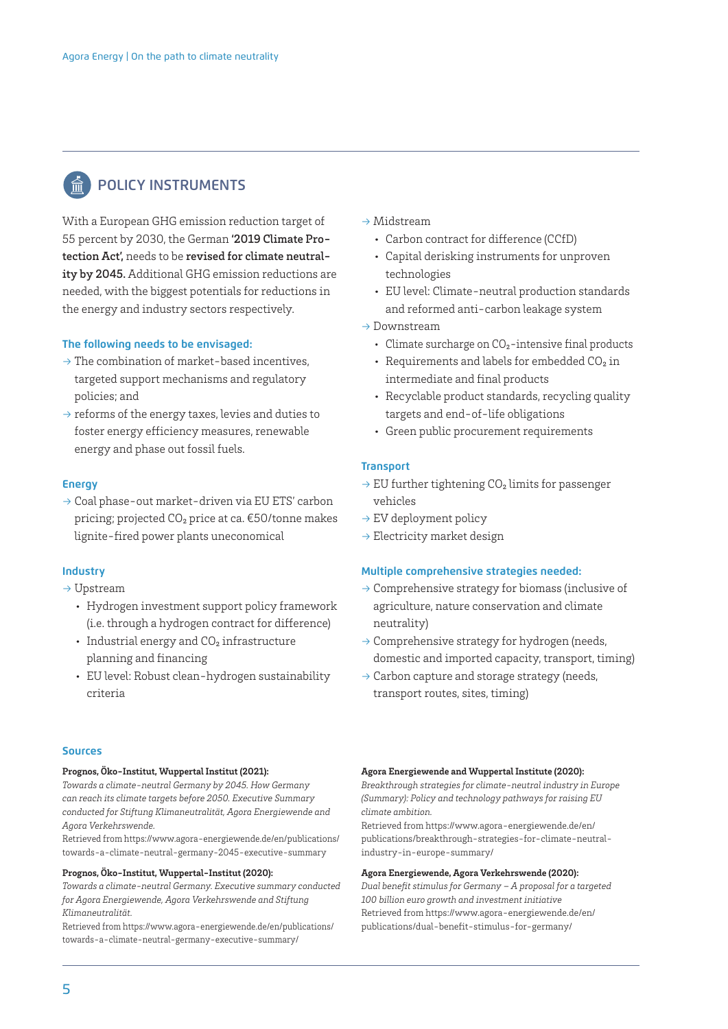## POLICY INSTRUMENTS

With a European GHG emission reduction target of 55 percent by 2030, the German **'2019 Climate Protection Act'**, needs to be **revised for climate neutrality by 2045.** Additional GHG emission reductions are needed, with the biggest potentials for reductions in the energy and industry sectors respectively.

### The following needs to be envisaged:

→ The combination of market-based incentives, targeted support mechanisms and regulatory policies; and

→ reforms of the energy taxes, levies and duties to foster energy efficiency measures, renewable energy and phase out fossil fuels.

### Energy

→ Coal phase-out market-driven via EU ETS' carbon pricing; projected $CO_2$ price at ca. €50/tonne makes lignite-fired power plants uneconomical

### Industry

→ Upstream
- Hydrogen investment support policy framework (i.e. through a hydrogen contract for difference)
- Industrial energy and $CO_2$ infrastructure planning and financing
- EU level: Robust clean-hydrogen sustainability criteria

→ Midstream
- Carbon contract for difference (CCfD)
- Capital derisking instruments for unproven technologies
- EU level: Climate-neutral production standards and reformed anti-carbon leakage system

→ Downstream
- Climate surcharge on $CO_2$-intensive final products
- Requirements and labels for embedded $CO_2$ in intermediate and final products
- Recyclable product standards, recycling quality targets and end-of-life obligations
- Green public procurement requirements

### Transport

→ EU further tightening $CO_2$ limits for passenger vehicles

→ EV deployment policy

→ Electricity market design

### Multiple comprehensive strategies needed:

→ Comprehensive strategy for biomass (inclusive of agriculture, nature conservation and climate neutrality)

→ Comprehensive strategy for hydrogen (needs, domestic and imported capacity, transport, timing)

→ Carbon capture and storage strategy (needs, transport routes, sites, timing)

### Sources

**Prognos, Öko-Institut, Wuppertal Institut (2021):**
*Towards a climate-neutral Germany by 2045. How Germany can reach its climate targets before 2050. Executive Summary conducted for Stiftung Klimaneutralität, Agora Energiewende and Agora Verkehrswende.*
Retrieved from https://www.agora-energiewende.de/en/publications/towards-a-climate-neutral-germany-2045-executive-summary

**Prognos, Öko-Institut, Wuppertal-Institut (2020):**
*Towards a climate-neutral Germany. Executive summary conducted for Agora Energiewende, Agora Verkehrswende and Stiftung Klimaneutralität.*
Retrieved from https://www.agora-energiewende.de/en/publications/towards-a-climate-neutral-germany-executive-summary/

**Agora Energiewende and Wuppertal Institute (2020):**
*Breakthrough strategies for climate-neutral industry in Europe (Summary): Policy and technology pathways for raising EU climate ambition.*
Retrieved from https://www.agora-energiewende.de/en/publications/breakthrough-strategies-for-climate-neutral-industry-in-europe-summary/

**Agora Energiewende, Agora Verkehrswende (2020):**
*Dual benefit stimulus for Germany – A proposal for a targeted 100 billion euro growth and investment initiative*
Retrieved from https://www.agora-energiewende.de/en/publications/dual-benefit-stimulus-for-germany/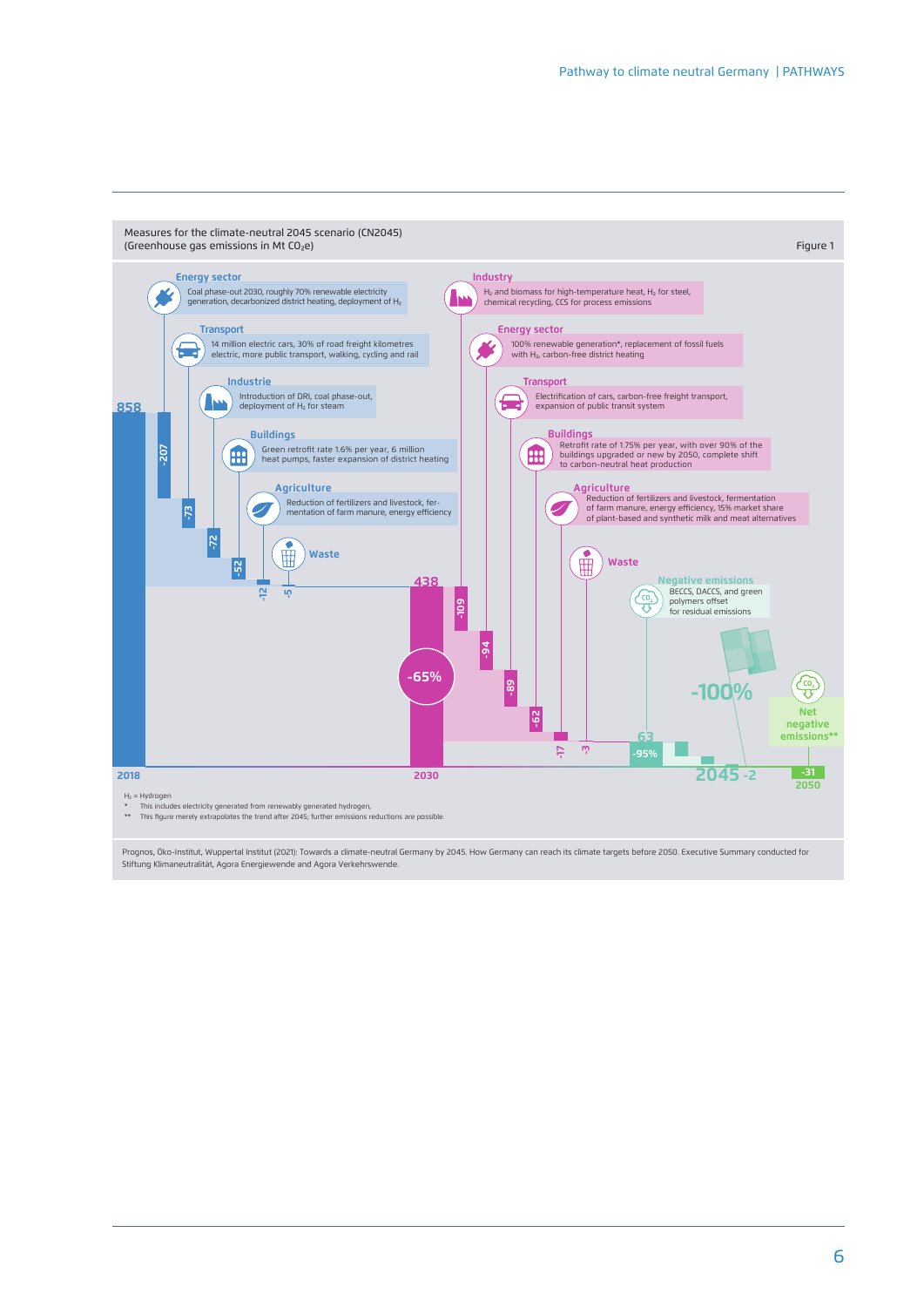Measures for the climate-neutral 2045 scenario (CN2045)
(Greenhouse gas emissions in Mt $CO_2e$)

Figure 1

**Energy sector**
Coal phase-out 2030, roughly 70% renewable electricity generation, decarbonized district heating, deployment of $H_2$

**Transport**
14 million electric cars, 30% of road freight kilometres electric, more public transport, walking, cycling and rail

**Industrie**
Introduction of DRI, coal phase-out, deployment of $H_2$ for steam

**Buildings**
Green retrofit rate 1.6% per year, 6 million heat pumps, faster expansion of district heating

**Agriculture**
Reduction of fertilizers and livestock, fermentation of farm manure, energy efficiency

**Waste**

858 (2018): -207, -73, -72, -52, -12, -5

438 (2030), -65%

**Industry**
$H_2$ and biomass for high-temperature heat, $H_2$ for steel, chemical recycling, CCS for process emissions

**Energy sector**
100% renewable generation*, replacement of fossil fuels with $H_2$, carbon-free district heating

**Transport**
Electrification of cars, carbon-free freight transport, expansion of public transit system

**Buildings**
Retrofit rate of 1.75% per year, with over 90% of the buildings upgraded or new by 2050, complete shift to carbon-neutral heat production

**Agriculture**
Reduction of fertilizers and livestock, fermentation of farm manure, energy efficiency, 15% market share of plant-based and synthetic milk and meat alternatives

**Waste**

**Negative emissions**
BECCS, DACCS, and green polymers offset for residual emissions

2030: -109, -94, -89, -62, -17, -3

63, -95%

2045: -2, -100%

Net negative emissions**

2050: -31

$H_2$ = Hydrogen
\* This includes electricity generated from renewably generated hydrogen.
\** This figure merely extrapolates the trend after 2045; further emissions reductions are possible.

Prognos, Öko-Institut, Wuppertal Institut (2021): Towards a climate-neutral Germany by 2045. How Germany can reach its climate targets before 2050. Executive Summary conducted for Stiftung Klimaneutralität, Agora Energiewende and Agora Verkehrswende.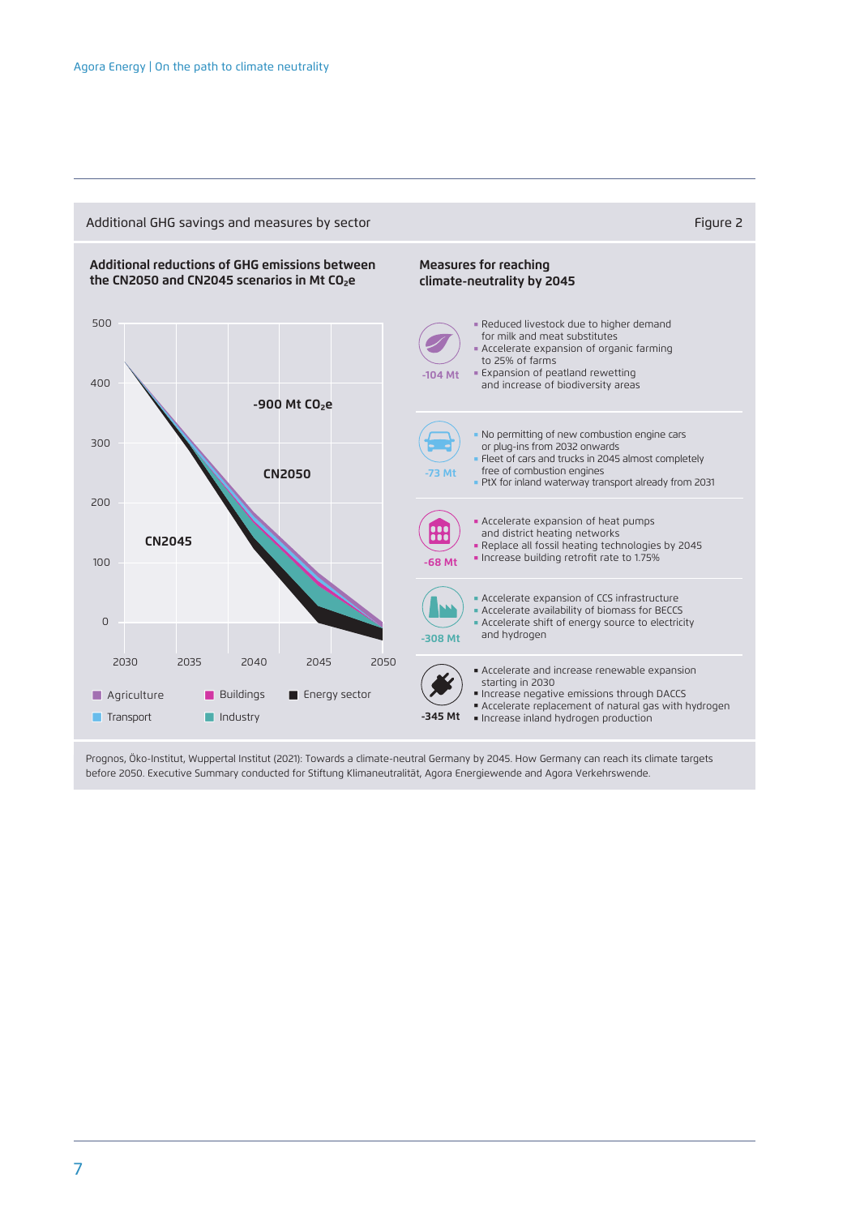Additional GHG savings and measures by sector

Figure 2

**Additional reductions of GHG emissions between the CN2050 and CN2045 scenarios in Mt $CO_2e$**

-900 Mt $CO_2e$

CN2050

CN2045

Agriculture | Buildings | Energy sector | Transport | Industry

**Measures for reaching climate-neutrality by 2045**

**-104 Mt**

- Reduced livestock due to higher demand for milk and meat substitutes
- Accelerate expansion of organic farming to 25% of farms
- Expansion of peatland rewetting and increase of biodiversity areas

**-73 Mt**

- No permitting of new combustion engine cars or plug-ins from 2032 onwards
- Fleet of cars and trucks in 2045 almost completely free of combustion engines
- PtX for inland waterway transport already from 2031

**-68 Mt**

- Accelerate expansion of heat pumps and district heating networks
- Replace all fossil heating technologies by 2045
- Increase building retrofit rate to 1.75%

**-308 Mt**

- Accelerate expansion of CCS infrastructure
- Accelerate availability of biomass for BECCS
- Accelerate shift of energy source to electricity and hydrogen

**-345 Mt**

- Accelerate and increase renewable expansion starting in 2030
- Increase negative emissions through DACCS
- Accelerate replacement of natural gas with hydrogen
- Increase inland hydrogen production

Prognos, Öko-Institut, Wuppertal Institut (2021): Towards a climate-neutral Germany by 2045. How Germany can reach its climate targets before 2050. Executive Summary conducted for Stiftung Klimaneutralität, Agora Energiewende and Agora Verkehrswende.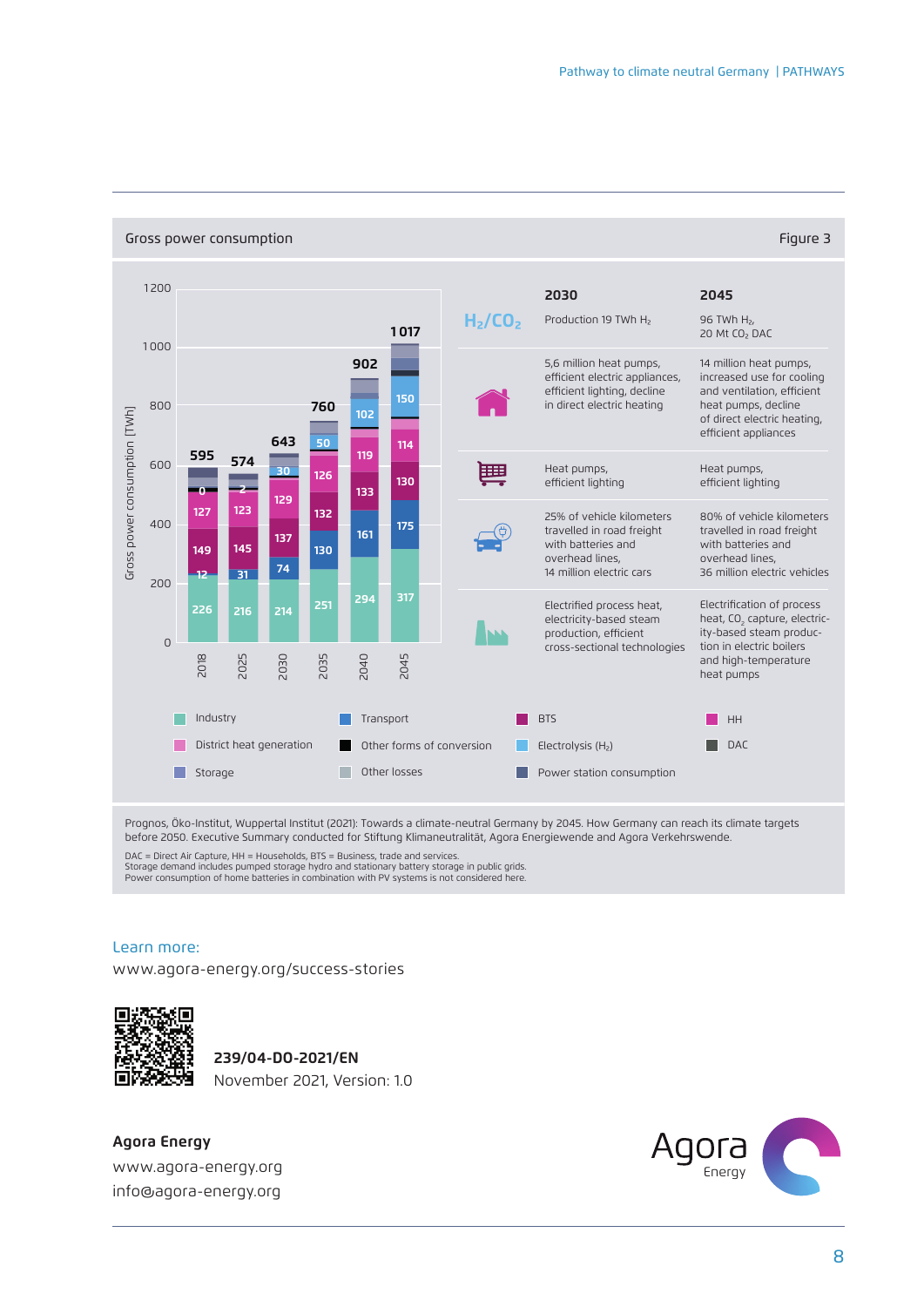Gross power consumption

Figure 3

Gross power consumption [TWh]

1200
1000
800
600
400
200
0

595 574 643 760 902 1 017

2018 2025 2030 2035 2040 2045

226 216 214 251 294 317
12 31 74 130 161 175
149 145 137 132 133 130
127 123 129 126 119 114
0 2 30 50 102 150

| | 2030 | 2045 |
|---|---|---|
| $H_2/CO_2$ | Production 19 TWh $H_2$ | 96 TWh $H_2$, 20 Mt $CO_2$ DAC |
| | 5,6 million heat pumps, efficient electric appliances, efficient lighting, decline in direct electric heating | 14 million heat pumps, increased use for cooling and ventilation, efficient heat pumps, decline of direct electric heating, efficient appliances |
| | Heat pumps, efficient lighting | Heat pumps, efficient lighting |
| | 25% of vehicle kilometers travelled in road freight with batteries and overhead lines, 14 million electric cars | 80% of vehicle kilometers travelled in road freight with batteries and overhead lines, 36 million electric vehicles |
| | Electrified process heat, electricity-based steam production, efficient cross-sectional technologies | Electrification of process heat, $CO_2$ capture, electricity-based steam production in electric boilers and high-temperature heat pumps |

Industry
Transport
BTS
HH
District heat generation
Other forms of conversion
Electrolysis ($H_2$)
DAC
Storage
Other losses
Power station consumption

Prognos, Öko-Institut, Wuppertal Institut (2021): Towards a climate-neutral Germany by 2045. How Germany can reach its climate targets before 2050. Executive Summary conducted for Stiftung Klimaneutralität, Agora Energiewende and Agora Verkehrswende.

DAC = Direct Air Capture, HH = Households, BTS = Business, trade and services.
Storage demand includes pumped storage hydro and stationary battery storage in public grids.
Power consumption of home batteries in combination with PV systems is not considered here.

Learn more:
www.agora-energy.org/success-stories

**239/04-DO-2021/EN**
November 2021, Version: 1.0

**Agora Energy**
www.agora-energy.org
info@agora-energy.org